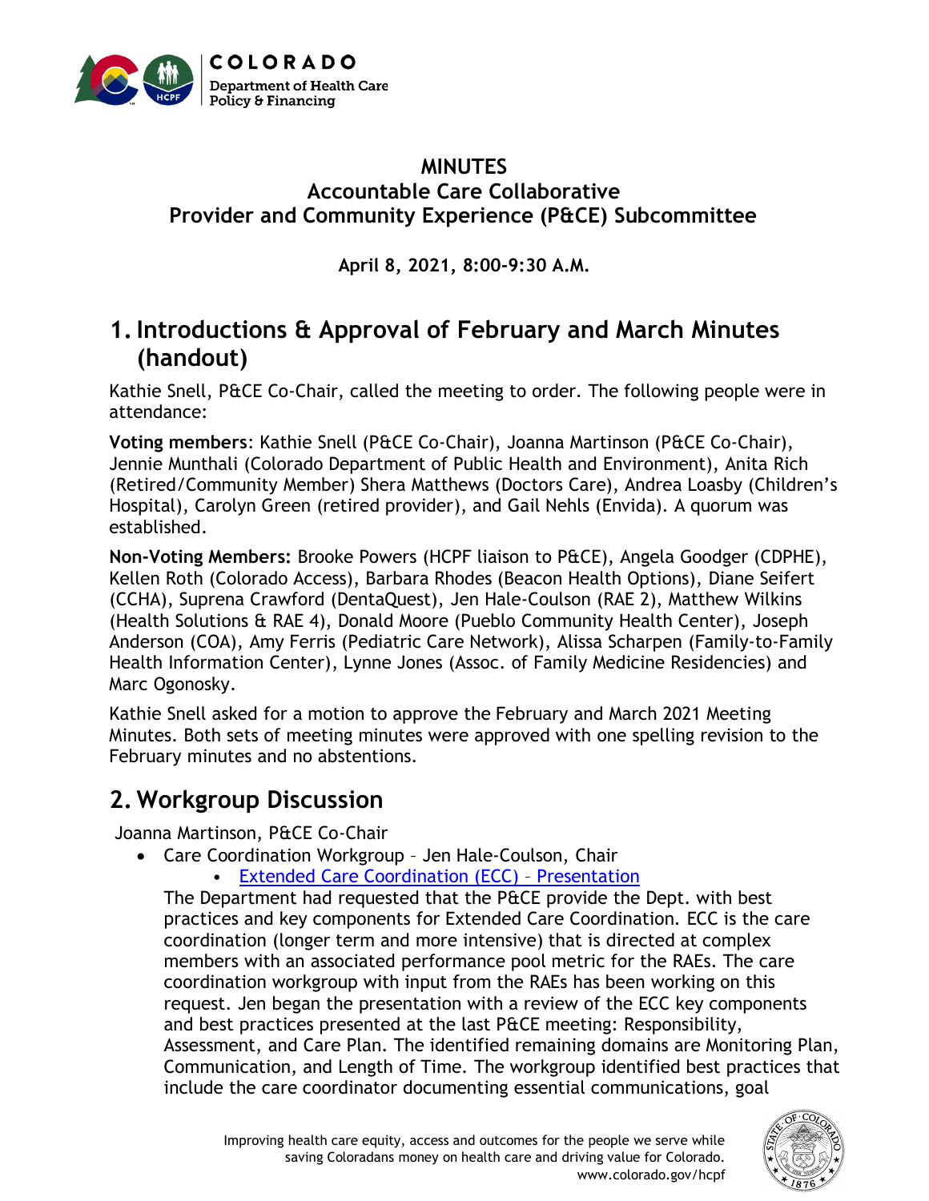# MINUTES
## Accountable Care Collaborative
## Provider and Community Experience (P&CE) Subcommittee

**April 8, 2021, 8:00-9:30 A.M.**

## 1. Introductions & Approval of February and March Minutes (handout)

Kathie Snell, P&CE Co-Chair, called the meeting to order. The following people were in attendance:

**Voting members**: Kathie Snell (P&CE Co-Chair), Joanna Martinson (P&CE Co-Chair), Jennie Munthali (Colorado Department of Public Health and Environment), Anita Rich (Retired/Community Member) Shera Matthews (Doctors Care), Andrea Loasby (Children's Hospital), Carolyn Green (retired provider), and Gail Nehls (Envida). A quorum was established.

**Non-Voting Members:** Brooke Powers (HCPF liaison to P&CE), Angela Goodger (CDPHE), Kellen Roth (Colorado Access), Barbara Rhodes (Beacon Health Options), Diane Seifert (CCHA), Suprena Crawford (DentaQuest), Jen Hale-Coulson (RAE 2), Matthew Wilkins (Health Solutions & RAE 4), Donald Moore (Pueblo Community Health Center), Joseph Anderson (COA), Amy Ferris (Pediatric Care Network), Alissa Scharpen (Family-to-Family Health Information Center), Lynne Jones (Assoc. of Family Medicine Residencies) and Marc Ogonosky.

Kathie Snell asked for a motion to approve the February and March 2021 Meeting Minutes. Both sets of meeting minutes were approved with one spelling revision to the February minutes and no abstentions.

## 2. Workgroup Discussion

Joanna Martinson, P&CE Co-Chair

- Care Coordination Workgroup – Jen Hale-Coulson, Chair
  - Extended Care Coordination (ECC) – Presentation

  The Department had requested that the P&CE provide the Dept. with best practices and key components for Extended Care Coordination. ECC is the care coordination (longer term and more intensive) that is directed at complex members with an associated performance pool metric for the RAEs. The care coordination workgroup with input from the RAEs has been working on this request. Jen began the presentation with a review of the ECC key components and best practices presented at the last P&CE meeting: Responsibility, Assessment, and Care Plan. The identified remaining domains are Monitoring Plan, Communication, and Length of Time. The workgroup identified best practices that include the care coordinator documenting essential communications, goal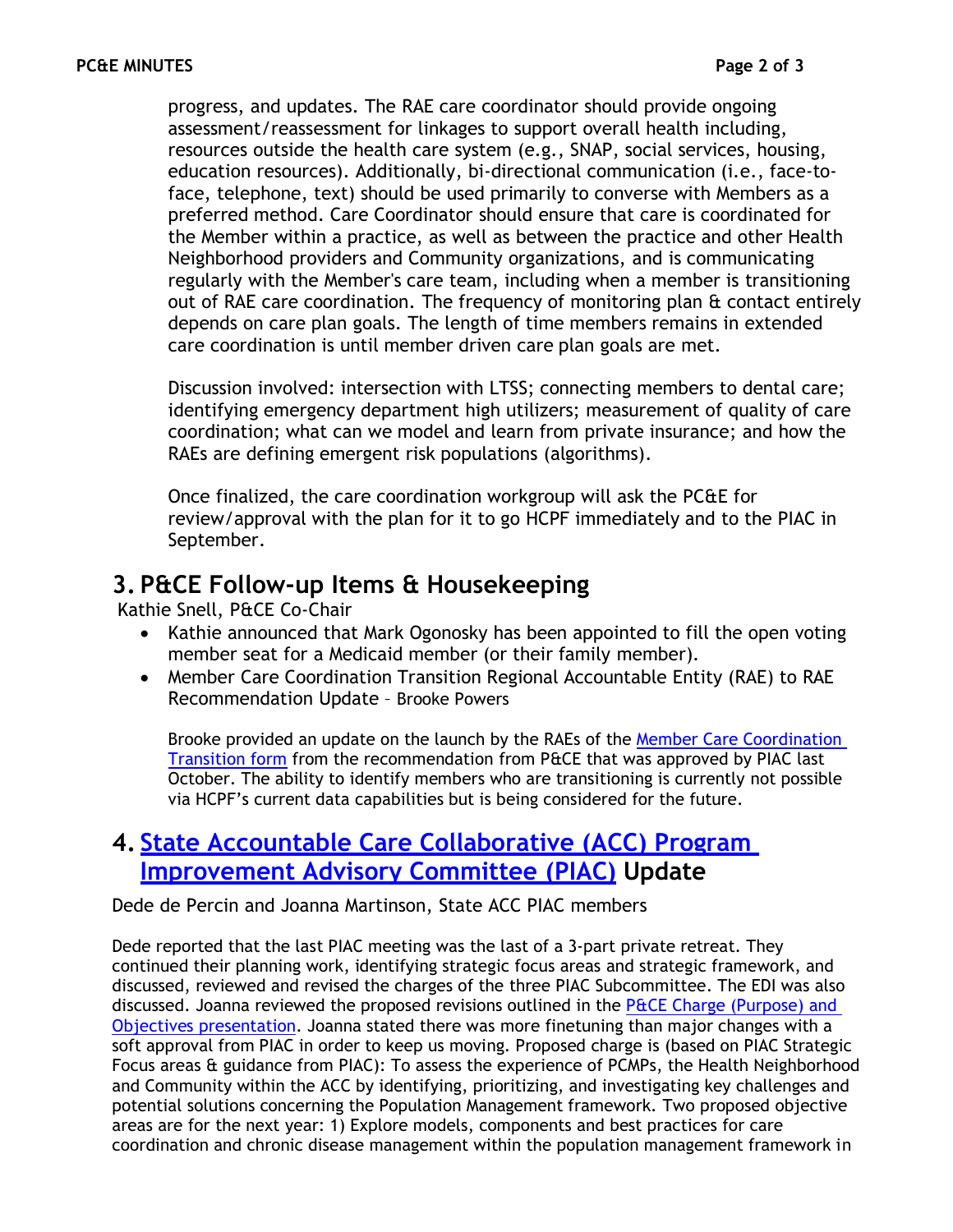progress, and updates. The RAE care coordinator should provide ongoing assessment/reassessment for linkages to support overall health including, resources outside the health care system (e.g., SNAP, social services, housing, education resources). Additionally, bi-directional communication (i.e., face-to-face, telephone, text) should be used primarily to converse with Members as a preferred method. Care Coordinator should ensure that care is coordinated for the Member within a practice, as well as between the practice and other Health Neighborhood providers and Community organizations, and is communicating regularly with the Member's care team, including when a member is transitioning out of RAE care coordination. The frequency of monitoring plan & contact entirely depends on care plan goals. The length of time members remains in extended care coordination is until member driven care plan goals are met.

Discussion involved: intersection with LTSS; connecting members to dental care; identifying emergency department high utilizers; measurement of quality of care coordination; what can we model and learn from private insurance; and how the RAEs are defining emergent risk populations (algorithms).

Once finalized, the care coordination workgroup will ask the PC&E for review/approval with the plan for it to go HCPF immediately and to the PIAC in September.

## 3. P&CE Follow-up Items & Housekeeping

Kathie Snell, P&CE Co-Chair

- Kathie announced that Mark Ogonosky has been appointed to fill the open voting member seat for a Medicaid member (or their family member).
- Member Care Coordination Transition Regional Accountable Entity (RAE) to RAE Recommendation Update – Brooke Powers

  Brooke provided an update on the launch by the RAEs of the [Member Care Coordination Transition form]() from the recommendation from P&CE that was approved by PIAC last October. The ability to identify members who are transitioning is currently not possible via HCPF's current data capabilities but is being considered for the future.

## 4. [State Accountable Care Collaborative (ACC) Program Improvement Advisory Committee (PIAC)]() Update

Dede de Percin and Joanna Martinson, State ACC PIAC members

Dede reported that the last PIAC meeting was the last of a 3-part private retreat. They continued their planning work, identifying strategic focus areas and strategic framework, and discussed, reviewed and revised the charges of the three PIAC Subcommittee. The EDI was also discussed. Joanna reviewed the proposed revisions outlined in the [P&CE Charge (Purpose) and Objectives presentation](). Joanna stated there was more finetuning than major changes with a soft approval from PIAC in order to keep us moving. Proposed charge is (based on PIAC Strategic Focus areas & guidance from PIAC): To assess the experience of PCMPs, the Health Neighborhood and Community within the ACC by identifying, prioritizing, and investigating key challenges and potential solutions concerning the Population Management framework. Two proposed objective areas are for the next year: 1) Explore models, components and best practices for care coordination and chronic disease management within the population management framework in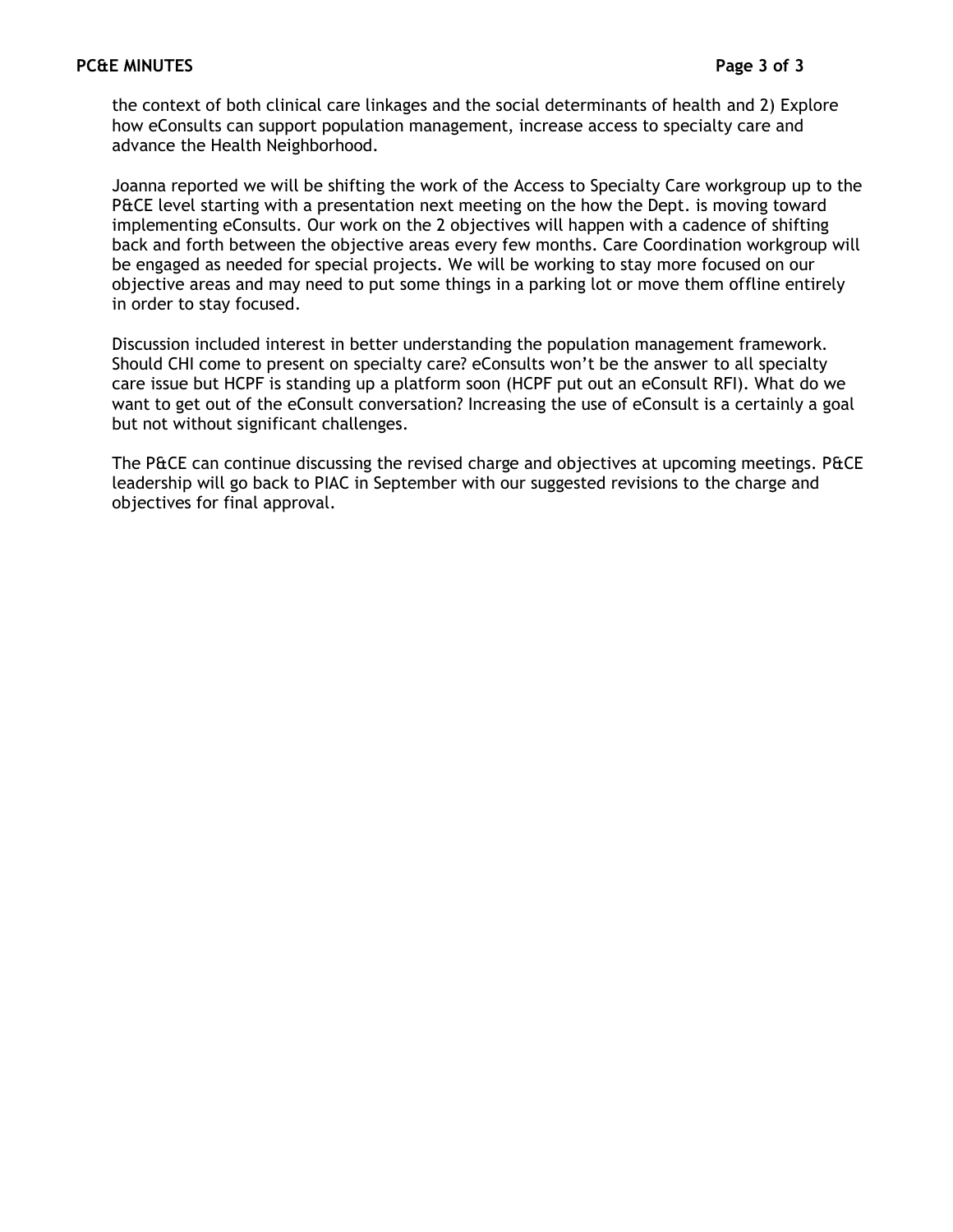the context of both clinical care linkages and the social determinants of health and 2) Explore how eConsults can support population management, increase access to specialty care and advance the Health Neighborhood.

Joanna reported we will be shifting the work of the Access to Specialty Care workgroup up to the P&CE level starting with a presentation next meeting on the how the Dept. is moving toward implementing eConsults. Our work on the 2 objectives will happen with a cadence of shifting back and forth between the objective areas every few months. Care Coordination workgroup will be engaged as needed for special projects. We will be working to stay more focused on our objective areas and may need to put some things in a parking lot or move them offline entirely in order to stay focused.

Discussion included interest in better understanding the population management framework. Should CHI come to present on specialty care? eConsults won't be the answer to all specialty care issue but HCPF is standing up a platform soon (HCPF put out an eConsult RFI). What do we want to get out of the eConsult conversation? Increasing the use of eConsult is a certainly a goal but not without significant challenges.

The P&CE can continue discussing the revised charge and objectives at upcoming meetings. P&CE leadership will go back to PIAC in September with our suggested revisions to the charge and objectives for final approval.